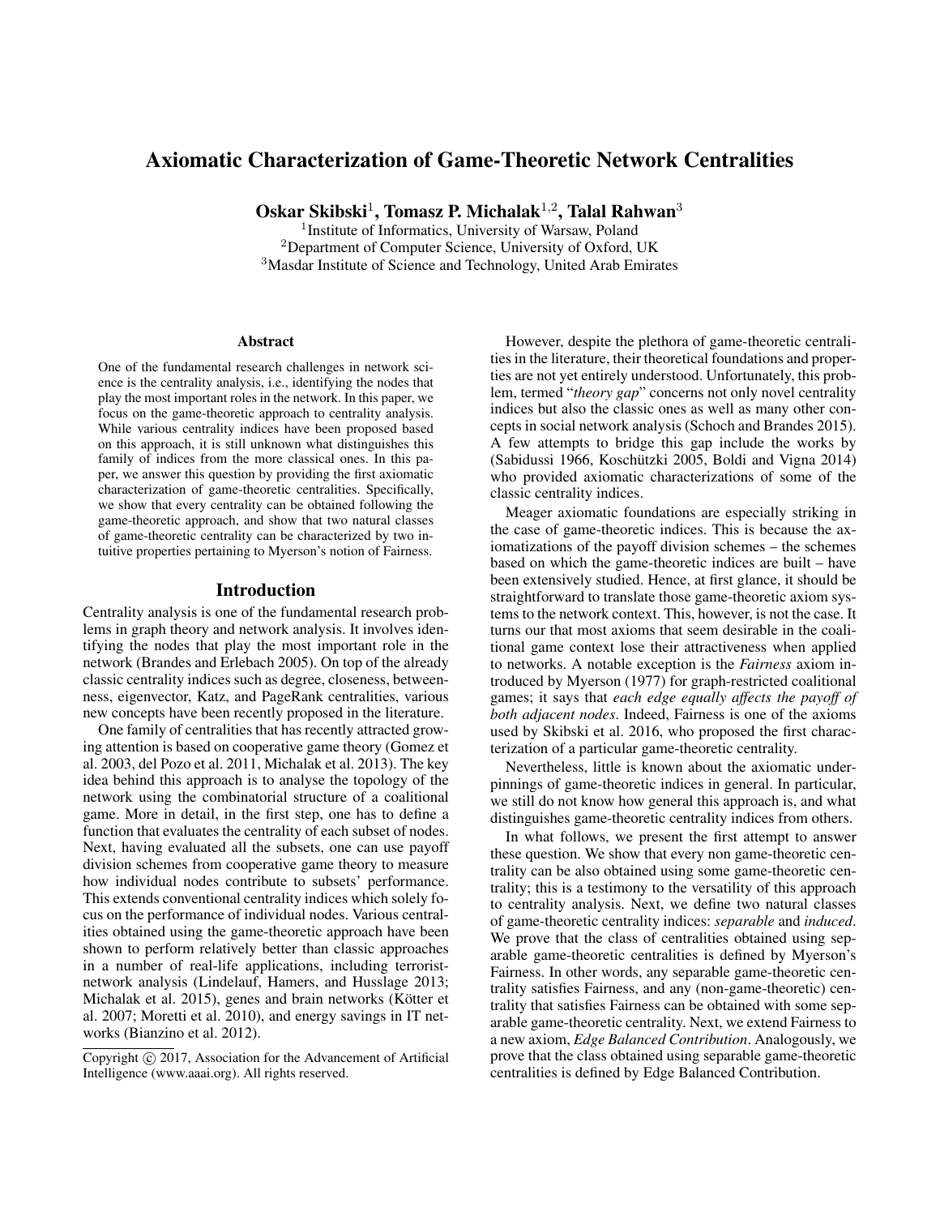# Axiomatic Characterization of Game-Theoretic Network Centralities

**Oskar Skibski**[1], **Tomasz P. Michalak**[1,2], **Talal Rahwan**[3]

[1]Institute of Informatics, University of Warsaw, Poland
[2]Department of Computer Science, University of Oxford, UK
[3]Masdar Institute of Science and Technology, United Arab Emirates

### Abstract

One of the fundamental research challenges in network science is the centrality analysis, i.e., identifying the nodes that play the most important roles in the network. In this paper, we focus on the game-theoretic approach to centrality analysis. While various centrality indices have been proposed based on this approach, it is still unknown what distinguishes this family of indices from the more classical ones. In this paper, we answer this question by providing the first axiomatic characterization of game-theoretic centralities. Specifically, we show that every centrality can be obtained following the game-theoretic approach, and show that two natural classes of game-theoretic centrality can be characterized by two intuitive properties pertaining to Myerson's notion of Fairness.

## Introduction

Centrality analysis is one of the fundamental research problems in graph theory and network analysis. It involves identifying the nodes that play the most important role in the network (Brandes and Erlebach 2005). On top of the already classic centrality indices such as degree, closeness, betweenness, eigenvector, Katz, and PageRank centralities, various new concepts have been recently proposed in the literature.

One family of centralities that has recently attracted growing attention is based on cooperative game theory (Gomez et al. 2003, del Pozo et al. 2011, Michalak et al. 2013). The key idea behind this approach is to analyse the topology of the network using the combinatorial structure of a coalitional game. More in detail, in the first step, one has to define a function that evaluates the centrality of each subset of nodes. Next, having evaluated all the subsets, one can use payoff division schemes from cooperative game theory to measure how individual nodes contribute to subsets' performance. This extends conventional centrality indices which solely focus on the performance of individual nodes. Various centralities obtained using the game-theoretic approach have been shown to perform relatively better than classic approaches in a number of real-life applications, including terrorist-network analysis (Lindelauf, Hamers, and Husslage 2013; Michalak et al. 2015), genes and brain networks (Kötter et al. 2007; Moretti et al. 2010), and energy savings in IT networks (Bianzino et al. 2012).

However, despite the plethora of game-theoretic centralities in the literature, their theoretical foundations and properties are not yet entirely understood. Unfortunately, this problem, termed "*theory gap*" concerns not only novel centrality indices but also the classic ones as well as many other concepts in social network analysis (Schoch and Brandes 2015). A few attempts to bridge this gap include the works by (Sabidussi 1966, Koschützki 2005, Boldi and Vigna 2014) who provided axiomatic characterizations of some of the classic centrality indices.

Meager axiomatic foundations are especially striking in the case of game-theoretic indices. This is because the axiomatizations of the payoff division schemes – the schemes based on which the game-theoretic indices are built – have been extensively studied. Hence, at first glance, it should be straightforward to translate those game-theoretic axiom systems to the network context. This, however, is not the case. It turns our that most axioms that seem desirable in the coalitional game context lose their attractiveness when applied to networks. A notable exception is the *Fairness* axiom introduced by Myerson (1977) for graph-restricted coalitional games; it says that *each edge equally affects the payoff of both adjacent nodes*. Indeed, Fairness is one of the axioms used by Skibski et al. 2016, who proposed the first characterization of a particular game-theoretic centrality.

Nevertheless, little is known about the axiomatic underpinnings of game-theoretic indices in general. In particular, we still do not know how general this approach is, and what distinguishes game-theoretic centrality indices from others.

In what follows, we present the first attempt to answer these question. We show that every non game-theoretic centrality can be also obtained using some game-theoretic centrality; this is a testimony to the versatility of this approach to centrality analysis. Next, we define two natural classes of game-theoretic centrality indices: *separable* and *induced*. We prove that the class of centralities obtained using separable game-theoretic centralities is defined by Myerson's Fairness. In other words, any separable game-theoretic centrality satisfies Fairness, and any (non-game-theoretic) centrality that satisfies Fairness can be obtained with some separable game-theoretic centrality. Next, we extend Fairness to a new axiom, *Edge Balanced Contribution*. Analogously, we prove that the class obtained using separable game-theoretic centralities is defined by Edge Balanced Contribution.

Copyright © 2017, Association for the Advancement of Artificial Intelligence (www.aaai.org). All rights reserved.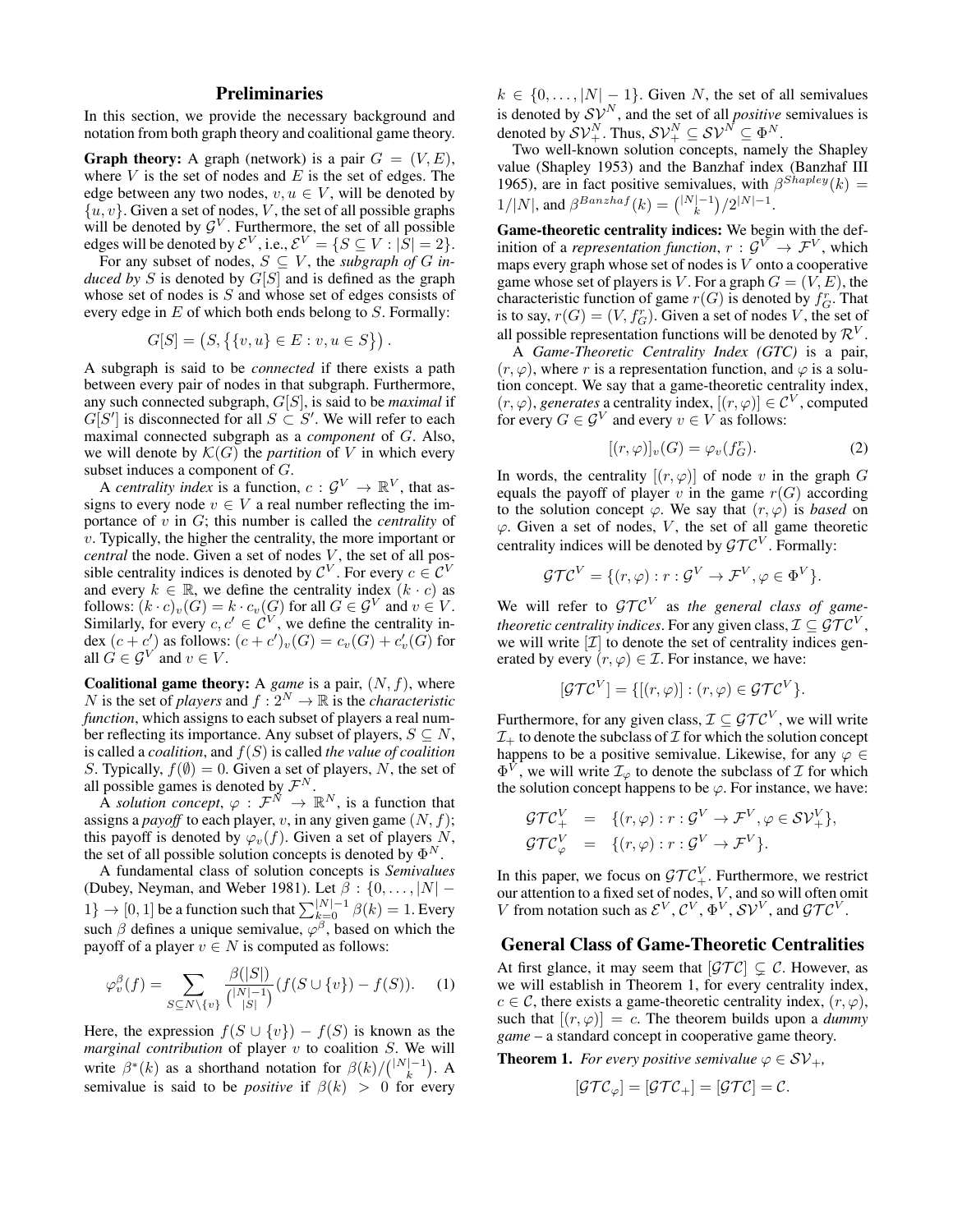## Preliminaries

In this section, we provide the necessary background and notation from both graph theory and coalitional game theory.

**Graph theory:** A graph (network) is a pair $G = (V, E)$, where $V$ is the set of nodes and $E$ is the set of edges. The edge between any two nodes, $v, u \in V$, will be denoted by $\{u, v\}$. Given a set of nodes, $V$, the set of all possible graphs will be denoted by $\mathcal{G}^V$. Furthermore, the set of all possible edges will be denoted by $\mathcal{E}^V$, i.e., $\mathcal{E}^V = \{S \subseteq V : |S| = 2\}$.

For any subset of nodes, $S \subseteq V$, the *subgraph of $G$ induced by $S$* is denoted by $G[S]$ and is defined as the graph whose set of nodes is $S$ and whose set of edges consists of every edge in $E$ of which both ends belong to $S$. Formally:

$$G[S] = \left(S, \left\{\{v, u\} \in E : v, u \in S\right\}\right).$$

A subgraph is said to be *connected* if there exists a path between every pair of nodes in that subgraph. Furthermore, any such connected subgraph, $G[S]$, is said to be *maximal* if $G[S']$ is disconnected for all $S \subset S'$. We will refer to each maximal connected subgraph as a *component* of $G$. Also, we will denote by $\mathcal{K}(G)$ the *partition* of $V$ in which every subset induces a component of $G$.

A *centrality index* is a function, $c : \mathcal{G}^V \to \mathbb{R}^V$, that assigns to every node $v \in V$ a real number reflecting the importance of $v$ in $G$; this number is called the *centrality* of $v$. Typically, the higher the centrality, the more important or *central* the node. Given a set of nodes $V$, the set of all possible centrality indices is denoted by $\mathcal{C}^V$. For every $c \in \mathcal{C}^V$ and every $k \in \mathbb{R}$, we define the centrality index $(k \cdot c)$ as follows: $(k \cdot c)_v(G) = k \cdot c_v(G)$ for all $G \in \mathcal{G}^V$ and $v \in V$. Similarly, for every $c, c' \in \mathcal{C}^V$, we define the centrality index $(c + c')$ as follows: $(c + c')_v(G) = c_v(G) + c'_v(G)$ for all $G \in \mathcal{G}^V$ and $v \in V$.

**Coalitional game theory:** A *game* is a pair, $(N, f)$, where $N$ is the set of *players* and $f : 2^N \to \mathbb{R}$ is the *characteristic function*, which assigns to each subset of players a real number reflecting its importance. Any subset of players, $S \subseteq N$, is called a *coalition*, and $f(S)$ is called *the value of coalition* $S$. Typically, $f(\emptyset) = 0$. Given a set of players, $N$, the set of all possible games is denoted by $\mathcal{F}^N$.

A *solution concept*, $\varphi : \mathcal{F}^N \to \mathbb{R}^N$, is a function that assigns a *payoff* to each player, $v$, in any given game $(N, f)$; this payoff is denoted by $\varphi_v(f)$. Given a set of players $N$, the set of all possible solution concepts is denoted by $\Phi^N$.

A fundamental class of solution concepts is *Semivalues* (Dubey, Neyman, and Weber 1981). Let $\beta : \{0, \ldots, |N| - 1\} \to [0, 1]$ be a function such that $\sum_{k=0}^{|N|-1} \beta(k) = 1$. Every such $\beta$ defines a unique semivalue, $\varphi^\beta$, based on which the payoff of a player $v \in N$ is computed as follows:

$$\varphi^\beta_v(f) = \sum_{S \subseteq N \setminus \{v\}} \frac{\beta(|S|)}{\binom{|N|-1}{|S|}} (f(S \cup \{v\}) - f(S)). \tag{1}$$

Here, the expression $f(S \cup \{v\}) - f(S)$ is known as the *marginal contribution* of player $v$ to coalition $S$. We will write $\beta^*(k)$ as a shorthand notation for $\beta(k)/\binom{|N|-1}{k}$. A semivalue is said to be *positive* if $\beta(k) > 0$ for every $k \in \{0, \ldots, |N| - 1\}$. Given $N$, the set of all semivalues is denoted by $\mathcal{SV}^N$, and the set of all *positive* semivalues is denoted by $\mathcal{SV}^N_+$. Thus, $\mathcal{SV}^N_+ \subseteq \mathcal{SV}^N \subseteq \Phi^N$.

Two well-known solution concepts, namely the Shapley value (Shapley 1953) and the Banzhaf index (Banzhaf III 1965), are in fact positive semivalues, with $\beta^{Shapley}(k) = 1/|N|$, and $\beta^{Banzhaf}(k) = \binom{|N|-1}{k}/2^{|N|-1}$.

**Game-theoretic centrality indices:** We begin with the definition of a *representation function*, $r : \mathcal{G}^V \to \mathcal{F}^V$, which maps every graph whose set of nodes is $V$ onto a cooperative game whose set of players is $V$. For a graph $G = (V, E)$, the characteristic function of game $r(G)$ is denoted by $f^r_G$. That is to say, $r(G) = (V, f^r_G)$. Given a set of nodes $V$, the set of all possible representation functions will be denoted by $\mathcal{R}^V$.

A *Game-Theoretic Centrality Index (GTC)* is a pair, $(r, \varphi)$, where $r$ is a representation function, and $\varphi$ is a solution concept. We say that a game-theoretic centrality index, $(r, \varphi)$, *generates* a centrality index, $[(r, \varphi)] \in \mathcal{C}^V$, computed for every $G \in \mathcal{G}^V$ and every $v \in V$ as follows:

$$[(r, \varphi)]_v(G) = \varphi_v(f^r_G). \tag{2}$$

In words, the centrality $[(r, \varphi)]$ of node $v$ in the graph $G$ equals the payoff of player $v$ in the game $r(G)$ according to the solution concept $\varphi$. We say that $(r, \varphi)$ is *based* on $\varphi$. Given a set of nodes, $V$, the set of all game theoretic centrality indices will be denoted by $\mathcal{GTC}^V$. Formally:

$$\mathcal{GTC}^V = \{(r, \varphi) : r : \mathcal{G}^V \to \mathcal{F}^V, \varphi \in \Phi^V\}.$$

We will refer to $\mathcal{GTC}^V$ as *the general class of game-theoretic centrality indices*. For any given class, $\mathcal{I} \subseteq \mathcal{GTC}^V$, we will write $[\mathcal{I}]$ to denote the set of centrality indices generated by every $(r, \varphi) \in \mathcal{I}$. For instance, we have:

$$[\mathcal{GTC}^V] = \{[(r, \varphi)] : (r, \varphi) \in \mathcal{GTC}^V\}.$$

Furthermore, for any given class, $\mathcal{I} \subseteq \mathcal{GTC}^V$, we will write $\mathcal{I}_+$ to denote the subclass of $\mathcal{I}$ for which the solution concept happens to be a positive semivalue. Likewise, for any $\varphi \in \Phi^V$, we will write $\mathcal{I}_\varphi$ to denote the subclass of $\mathcal{I}$ for which the solution concept happens to be $\varphi$. For instance, we have:

$$\begin{aligned}
\mathcal{GTC}^V_+ &= \{(r, \varphi) : r : \mathcal{G}^V \to \mathcal{F}^V, \varphi \in \mathcal{SV}^V_+\}, \\
\mathcal{GTC}^V_\varphi &= \{(r, \varphi) : r : \mathcal{G}^V \to \mathcal{F}^V\}.
\end{aligned}$$

In this paper, we focus on $\mathcal{GTC}^V_+$. Furthermore, we restrict our attention to a fixed set of nodes, $V$, and so will often omit $V$ from notation such as $\mathcal{E}^V$, $\mathcal{C}^V$, $\Phi^V$, $\mathcal{SV}^V$, and $\mathcal{GTC}^V$.

## General Class of Game-Theoretic Centralities

At first glance, it may seem that $[\mathcal{GTC}] \subsetneq \mathcal{C}$. However, as we will establish in Theorem 1, for every centrality index, $c \in \mathcal{C}$, there exists a game-theoretic centrality index, $(r, \varphi)$, such that $[(r, \varphi)] = c$. The theorem builds upon a *dummy game* – a standard concept in cooperative game theory.

**Theorem 1.** *For every positive semivalue $\varphi \in \mathcal{SV}_+$,*

$$[\mathcal{GTC}_\varphi] = [\mathcal{GTC}_+] = [\mathcal{GTC}] = \mathcal{C}.$$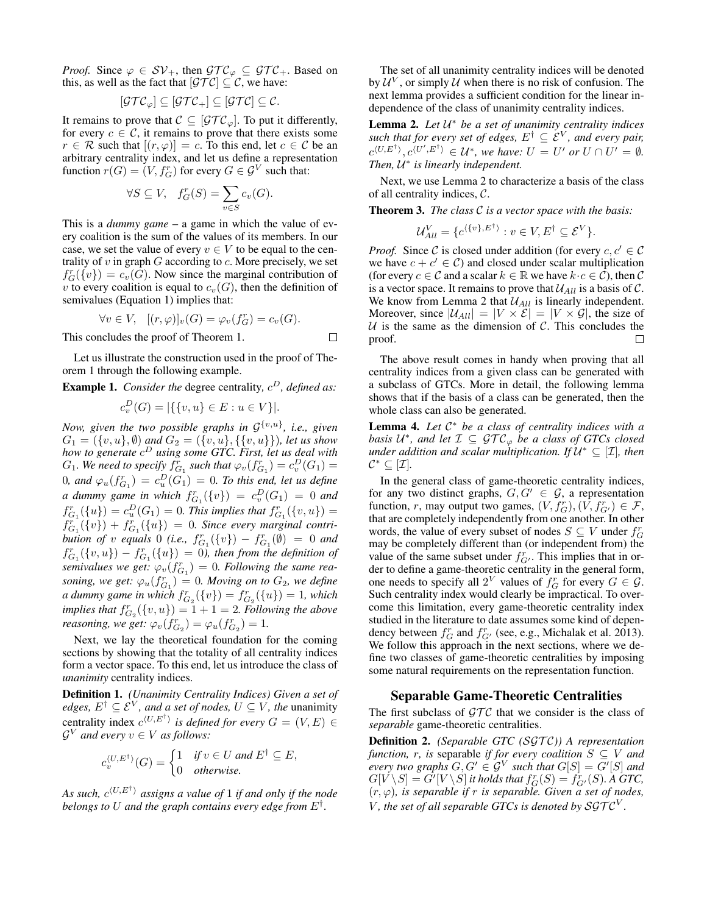*Proof.* Since $\varphi \in \mathcal{SV}_+$, then $\mathcal{GTC}_\varphi \subseteq \mathcal{GTC}_+$. Based on this, as well as the fact that $[\mathcal{GTC}] \subseteq \mathcal{C}$, we have:

$$[\mathcal{GTC}_\varphi] \subseteq [\mathcal{GTC}_+] \subseteq [\mathcal{GTC}] \subseteq \mathcal{C}.$$

It remains to prove that $\mathcal{C} \subseteq [\mathcal{GTC}_\varphi]$. To put it differently, for every $c \in \mathcal{C}$, it remains to prove that there exists some $r \in \mathcal{R}$ such that $[(r, \varphi)] = c$. To this end, let $c \in \mathcal{C}$ be an arbitrary centrality index, and let us define a representation function $r(G) = (V, f^r_G)$ for every $G \in \mathcal{G}^V$ such that:

$$\forall S \subseteq V, \quad f^r_G(S) = \sum_{v \in S} c_v(G).$$

This is a *dummy game* – a game in which the value of every coalition is the sum of the values of its members. In our case, we set the value of every $v \in V$ to be equal to the centrality of $v$ in graph $G$ according to $c$. More precisely, we set $f^r_G(\{v\}) = c_v(G)$. Now since the marginal contribution of $v$ to every coalition is equal to $c_v(G)$, then the definition of semivalues (Equation 1) implies that:

$$\forall v \in V, \quad [(r, \varphi)]_v(G) = \varphi_v(f^r_G) = c_v(G).$$

This concludes the proof of Theorem 1. □

Let us illustrate the construction used in the proof of Theorem 1 through the following example.

**Example 1.** *Consider the* degree centrality*, $c^D$, defined as:*

$$c^D_v(G) = |\{\{v, u\} \in E : u \in V\}|.$$

*Now, given the two possible graphs in $\mathcal{G}^{\{v,u\}}$, i.e., given $G_1 = (\{v, u\}, \emptyset)$ and $G_2 = (\{v, u\}, \{\{v, u\}\})$, let us show how to generate $c^D$ using some GTC. First, let us deal with $G_1$. We need to specify $f^r_{G_1}$ such that $\varphi_v(f^r_{G_1}) = c^D_v(G_1) = 0$, and $\varphi_u(f^r_{G_1}) = c^D_u(G_1) = 0$. To this end, let us define a dummy game in which $f^r_{G_1}(\{v\}) = c^D_v(G_1) = 0$ and $f^r_{G_1}(\{u\}) = c^D_u(G_1) = 0$. This implies that $f^r_{G_1}(\{v, u\}) = f^r_{G_1}(\{v\}) + f^r_{G_1}(\{u\}) = 0$. Since every marginal contribution of $v$ equals $0$ (i.e., $f^r_{G_1}(\{v\}) - f^r_{G_1}(\emptyset) = 0$ and $f^r_{G_1}(\{v, u\}) - f^r_{G_1}(\{u\}) = 0$), then from the definition of semivalues we get: $\varphi_v(f^r_{G_1}) = 0$. Following the same reasoning, we get: $\varphi_u(f^r_{G_1}) = 0$. Moving on to $G_2$, we define a dummy game in which $f^r_{G_2}(\{v\}) = f^r_{G_2}(\{u\}) = 1$, which implies that $f^r_{G_2}(\{v, u\}) = 1 + 1 = 2$. Following the above reasoning, we get: $\varphi_v(f^r_{G_2}) = \varphi_u(f^r_{G_2}) = 1$.*

Next, we lay the theoretical foundation for the coming sections by showing that the totality of all centrality indices form a vector space. To this end, let us introduce the class of *unanimity* centrality indices.

**Definition 1.** *(Unanimity Centrality Indices) Given a set of edges, $E^\dagger \subseteq \mathcal{E}^V$, and a set of nodes, $U \subseteq V$, the* unanimity centrality index *$c^{\langle U, E^\dagger \rangle}$ is defined for every $G = (V, E) \in \mathcal{G}^V$ and every $v \in V$ as follows:*

$$c^{\langle U, E^\dagger \rangle}_v(G) = \begin{cases} 1 & \text{if } v \in U \text{ and } E^\dagger \subseteq E, \\ 0 & \text{otherwise.} \end{cases}$$

*As such, $c^{\langle U, E^\dagger \rangle}$ assigns a value of $1$ if and only if the node belongs to $U$ and the graph contains every edge from $E^\dagger$.*

The set of all unanimity centrality indices will be denoted by $\mathcal{U}^V$, or simply $\mathcal{U}$ when there is no risk of confusion. The next lemma provides a sufficient condition for the linear independence of the class of unanimity centrality indices.

**Lemma 2.** *Let $\mathcal{U}^*$ be a set of unanimity centrality indices such that for every set of edges, $E^\dagger \subseteq \mathcal{E}^V$, and every pair, $c^{\langle U, E^\dagger \rangle}, c^{\langle U', E^\dagger \rangle} \in \mathcal{U}^*$, we have: $U = U'$ or $U \cap U' = \emptyset$. Then, $\mathcal{U}^*$ is linearly independent.*

Next, we use Lemma 2 to characterize a basis of the class of all centrality indices, $\mathcal{C}$.

**Theorem 3.** *The class $\mathcal{C}$ is a vector space with the basis:*

$$\mathcal{U}^V_{All} = \{c^{\langle \{v\}, E^\dagger \rangle} : v \in V, E^\dagger \subseteq \mathcal{E}^V\}.$$

*Proof.* Since $\mathcal{C}$ is closed under addition (for every $c, c' \in \mathcal{C}$ we have $c + c' \in \mathcal{C}$) and closed under scalar multiplication (for every $c \in \mathcal{C}$ and a scalar $k \in \mathbb{R}$ we have $k \cdot c \in \mathcal{C}$), then $\mathcal{C}$ is a vector space. It remains to prove that $\mathcal{U}_{All}$ is a basis of $\mathcal{C}$. We know from Lemma 2 that $\mathcal{U}_{All}$ is linearly independent. Moreover, since $|\mathcal{U}_{All}| = |V \times \mathcal{E}| = |V \times \mathcal{G}|$, the size of $\mathcal{U}$ is the same as the dimension of $\mathcal{C}$. This concludes the proof. □

The above result comes in handy when proving that all centrality indices from a given class can be generated with a subclass of GTCs. More in detail, the following lemma shows that if the basis of a class can be generated, then the whole class can also be generated.

**Lemma 4.** *Let $\mathcal{C}^*$ be a class of centrality indices with a basis $\mathcal{U}^*$, and let $\mathcal{I} \subseteq \mathcal{GTC}_\varphi$ be a class of GTCs closed under addition and scalar multiplication. If $\mathcal{U}^* \subseteq [\mathcal{I}]$, then $\mathcal{C}^* \subseteq [\mathcal{I}]$.*

In the general class of game-theoretic centrality indices, for any two distinct graphs, $G, G' \in \mathcal{G}$, a representation function, $r$, may output two games, $(V, f^r_G), (V, f^r_{G'}) \in \mathcal{F}$, that are completely independently from one another. In other words, the value of every subset of nodes $S \subseteq V$ under $f^r_G$ may be completely different than (or independent from) the value of the same subset under $f^r_{G'}$. This implies that in order to define a game-theoretic centrality in the general form, one needs to specify all $2^V$ values of $f^r_G$ for every $G \in \mathcal{G}$. Such centrality index would clearly be impractical. To overcome this limitation, every game-theoretic centrality index studied in the literature to date assumes some kind of dependency between $f^r_G$ and $f^r_{G'}$ (see, e.g., Michalak et al. 2013). We follow this approach in the next sections, where we define two classes of game-theoretic centralities by imposing some natural requirements on the representation function.

## Separable Game-Theoretic Centralities

The first subclass of $\mathcal{GTC}$ that we consider is the class of *separable* game-theoretic centralities.

**Definition 2.** *(Separable GTC ($\mathcal{SGTC}$)) A representation function, $r$, is* separable *if for every coalition $S \subseteq V$ and every two graphs $G, G' \in \mathcal{G}^V$ such that $G[S] = G'[S]$ and $G[V \setminus S] = G'[V \setminus S]$ it holds that $f^r_G(S) = f^r_{G'}(S)$. A GTC, $(r, \varphi)$, is separable if $r$ is separable. Given a set of nodes, $V$, the set of all separable GTCs is denoted by $\mathcal{SGTC}^V$.*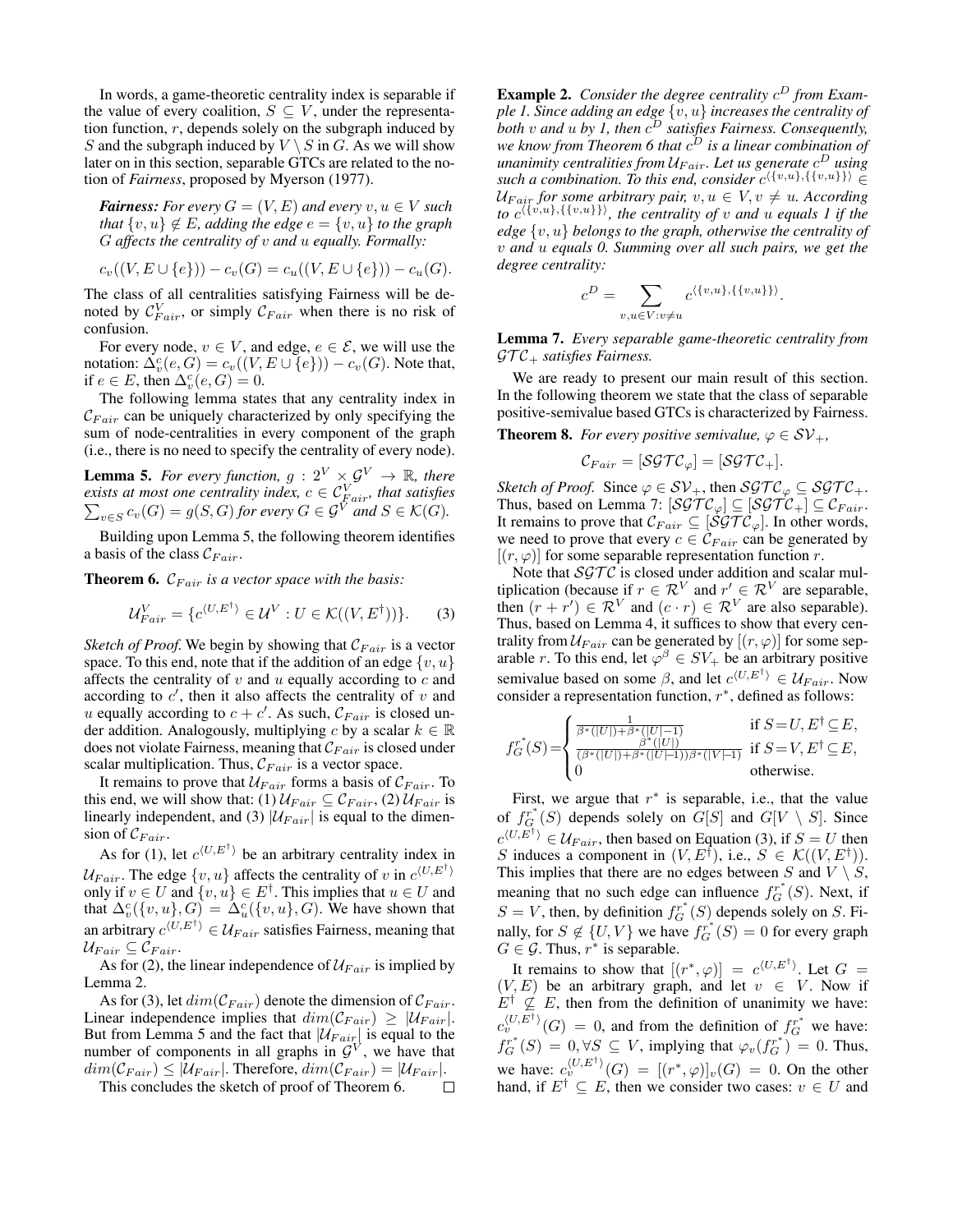In words, a game-theoretic centrality index is separable if the value of every coalition, $S \subseteq V$, under the representation function, $r$, depends solely on the subgraph induced by $S$ and the subgraph induced by $V \setminus S$ in $G$. As we will show later on in this section, separable GTCs are related to the notion of *Fairness*, proposed by Myerson (1977).

***Fairness:*** *For every $G = (V, E)$ and every $v, u \in V$ such that $\{v, u\} \notin E$, adding the edge $e = \{v, u\}$ to the graph $G$ affects the centrality of $v$ and $u$ equally. Formally:*

$$c_v((V, E \cup \{e\})) - c_v(G) = c_u((V, E \cup \{e\})) - c_u(G).$$

The class of all centralities satisfying Fairness will be denoted by $\mathcal{C}^V_{Fair}$, or simply $\mathcal{C}_{Fair}$ when there is no risk of confusion.

For every node, $v \in V$, and edge, $e \in \mathcal{E}$, we will use the notation: $\Delta^c_v(e, G) = c_v((V, E \cup \{e\})) - c_v(G)$. Note that, if $e \in E$, then $\Delta^c_v(e, G) = 0$.

The following lemma states that any centrality index in $\mathcal{C}_{Fair}$ can be uniquely characterized by only specifying the sum of node-centralities in every component of the graph (i.e., there is no need to specify the centrality of every node).

**Lemma 5.** *For every function, $g : 2^V \times \mathcal{G}^V \to \mathbb{R}$, there exists at most one centrality index, $c \in \mathcal{C}^V_{Fair}$, that satisfies $\sum_{v \in S} c_v(G) = g(S, G)$ for every $G \in \mathcal{G}^V$ and $S \in \mathcal{K}(G)$.*

Building upon Lemma 5, the following theorem identifies a basis of the class $\mathcal{C}_{Fair}$.

**Theorem 6.** *$\mathcal{C}_{Fair}$ is a vector space with the basis:*

$$\mathcal{U}^V_{Fair} = \{c^{\langle U, E^\dagger \rangle} \in \mathcal{U}^V : U \in \mathcal{K}((V, E^\dagger))\}. \tag{3}$$

*Sketch of Proof.* We begin by showing that $\mathcal{C}_{Fair}$ is a vector space. To this end, note that if the addition of an edge $\{v, u\}$ affects the centrality of $v$ and $u$ equally according to $c$ and according to $c'$, then it also affects the centrality of $v$ and $u$ equally according to $c + c'$. As such, $\mathcal{C}_{Fair}$ is closed under addition. Analogously, multiplying $c$ by a scalar $k \in \mathbb{R}$ does not violate Fairness, meaning that $\mathcal{C}_{Fair}$ is closed under scalar multiplication. Thus, $\mathcal{C}_{Fair}$ is a vector space.

It remains to prove that $\mathcal{U}_{Fair}$ forms a basis of $\mathcal{C}_{Fair}$. To this end, we will show that: (1) $\mathcal{U}_{Fair} \subseteq \mathcal{C}_{Fair}$, (2) $\mathcal{U}_{Fair}$ is linearly independent, and (3) $|\mathcal{U}_{Fair}|$ is equal to the dimension of $\mathcal{C}_{Fair}$.

As for (1), let $c^{\langle U, E^\dagger \rangle}$ be an arbitrary centrality index in $\mathcal{U}_{Fair}$. The edge $\{v, u\}$ affects the centrality of $v$ in $c^{\langle U, E^\dagger \rangle}$ only if $v \in U$ and $\{v, u\} \in E^\dagger$. This implies that $u \in U$ and that $\Delta^c_v(\{v, u\}, G) = \Delta^c_u(\{v, u\}, G)$. We have shown that an arbitrary $c^{\langle U, E^\dagger \rangle} \in \mathcal{U}_{Fair}$ satisfies Fairness, meaning that $\mathcal{U}_{Fair} \subseteq \mathcal{C}_{Fair}$.

As for (2), the linear independence of $\mathcal{U}_{Fair}$ is implied by Lemma 2.

As for (3), let $dim(\mathcal{C}_{Fair})$ denote the dimension of $\mathcal{C}_{Fair}$. Linear independence implies that $dim(\mathcal{C}_{Fair}) \geq |\mathcal{U}_{Fair}|$. But from Lemma 5 and the fact that $|\mathcal{U}_{Fair}|$ is equal to the number of components in all graphs in $\mathcal{G}^V$, we have that $dim(\mathcal{C}_{Fair}) \leq |\mathcal{U}_{Fair}|$. Therefore, $dim(\mathcal{C}_{Fair}) = |\mathcal{U}_{Fair}|$.

This concludes the sketch of proof of Theorem 6. $\square$

**Example 2.** *Consider the degree centrality $c^D$ from Example 1. Since adding an edge $\{v, u\}$ increases the centrality of both $v$ and $u$ by 1, then $c^D$ satisfies Fairness. Consequently, we know from Theorem 6 that $c^D$ is a linear combination of unanimity centralities from $\mathcal{U}_{Fair}$. Let us generate $c^D$ using such a combination. To this end, consider $c^{\langle \{v,u\}, \{\{v,u\}\} \rangle} \in \mathcal{U}_{Fair}$ for some arbitrary pair, $v, u \in V, v \neq u$. According to $c^{\langle \{v,u\}, \{\{v,u\}\} \rangle}$, the centrality of $v$ and $u$ equals 1 if the edge $\{v, u\}$ belongs to the graph, otherwise the centrality of $v$ and $u$ equals 0. Summing over all such pairs, we get the degree centrality:*

$$c^D = \sum_{v, u \in V : v \neq u} c^{\langle \{v,u\}, \{\{v,u\}\} \rangle}.$$

**Lemma 7.** *Every separable game-theoretic centrality from $\mathcal{GTC}_+$ satisfies Fairness.*

We are ready to present our main result of this section. In the following theorem we state that the class of separable positive-semivalue based GTCs is characterized by Fairness.

**Theorem 8.** *For every positive semivalue, $\varphi \in \mathcal{SV}_+$,*

$$\mathcal{C}_{Fair} = [\mathcal{SGTC}_\varphi] = [\mathcal{SGTC}_+].$$

*Sketch of Proof.* Since $\varphi \in \mathcal{SV}_+$, then $\mathcal{SGTC}_\varphi \subseteq \mathcal{SGTC}_+$. Thus, based on Lemma 7: $[\mathcal{SGTC}_\varphi] \subseteq [\mathcal{SGTC}_+] \subseteq \mathcal{C}_{Fair}$. It remains to prove that $\mathcal{C}_{Fair} \subseteq [\mathcal{SGTC}_\varphi]$. In other words, we need to prove that every $c \in \mathcal{C}_{Fair}$ can be generated by $[(r, \varphi)]$ for some separable representation function $r$.

Note that $\mathcal{SGTC}$ is closed under addition and scalar multiplication (because if $r \in \mathcal{R}^V$ and $r' \in \mathcal{R}^V$ are separable, then $(r + r') \in \mathcal{R}^V$ and $(c \cdot r) \in \mathcal{R}^V$ are also separable). Thus, based on Lemma 4, it suffices to show that every centrality from $\mathcal{U}_{Fair}$ can be generated by $[(r, \varphi)]$ for some separable $r$. To this end, let $\varphi^\beta \in SV_+$ be an arbitrary positive semivalue based on some $\beta$, and let $c^{\langle U, E^\dagger \rangle} \in \mathcal{U}_{Fair}$. Now consider a representation function, $r^*$, defined as follows:

$$f^{r^*}_G(S) = \begin{cases} \frac{1}{\beta^*(|U|) + \beta^*(|U|-1)} & \text{if } S = U, E^\dagger \subseteq E, \\ \frac{\beta^*(|U|)}{(\beta^*(|U|) + \beta^*(|U|-1))\beta^*(|V|-1)} & \text{if } S = V, E^\dagger \subseteq E, \\ 0 & \text{otherwise.} \end{cases}$$

First, we argue that $r^*$ is separable, i.e., that the value of $f^{r^*}_G(S)$ depends solely on $G[S]$ and $G[V \setminus S]$. Since $c^{\langle U, E^\dagger \rangle} \in \mathcal{U}_{Fair}$, then based on Equation (3), if $S = U$ then $S$ induces a component in $(V, E^\dagger)$, i.e., $S \in \mathcal{K}((V, E^\dagger))$. This implies that there are no edges between $S$ and $V \setminus S$, meaning that no such edge can influence $f^{r^*}_G(S)$. Next, if $S = V$, then, by definition $f^{r^*}_G(S)$ depends solely on $S$. Finally, for $S \notin \{U, V\}$ we have $f^{r^*}_G(S) = 0$ for every graph $G \in \mathcal{G}$. Thus, $r^*$ is separable.

It remains to show that $[(r^*, \varphi)] = c^{\langle U, E^\dagger \rangle}$. Let $G = (V, E)$ be an arbitrary graph, and let $v \in V$. Now if $E^\dagger \not\subseteq E$, then from the definition of unanimity we have: $c^{\langle U, E^\dagger \rangle}_v(G) = 0$, and from the definition of $f^{r^*}_G$ we have: $f^{r^*}_G(S) = 0, \forall S \subseteq V$, implying that $\varphi_v(f^{r^*}_G) = 0$. Thus, we have: $c^{\langle U, E^\dagger \rangle}_v(G) = [(r^*, \varphi)]_v(G) = 0$. On the other hand, if $E^\dagger \subseteq E$, then we consider two cases: $v \in U$ and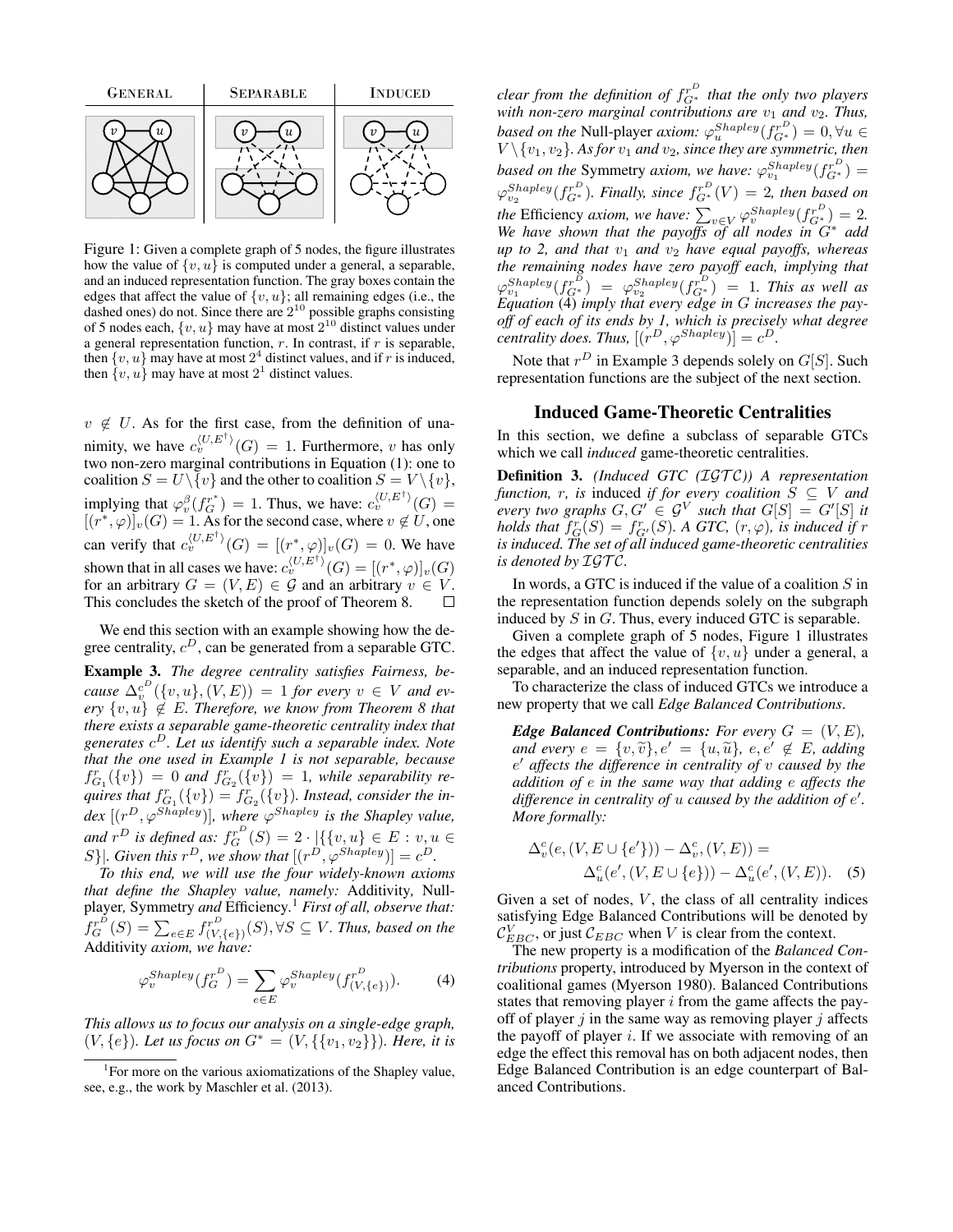Figure 1: Given a complete graph of 5 nodes, the figure illustrates how the value of $\{v, u\}$ is computed under a general, a separable, and an induced representation function. The gray boxes contain the edges that affect the value of $\{v, u\}$; all remaining edges (i.e., the dashed ones) do not. Since there are $2^{10}$ possible graphs consisting of 5 nodes each, $\{v, u\}$ may have at most $2^{10}$ distinct values under a general representation function, $r$. In contrast, if $r$ is separable, then $\{v, u\}$ may have at most $2^4$ distinct values, and if $r$ is induced, then $\{v, u\}$ may have at most $2^1$ distinct values.

$v \notin U$. As for the first case, from the definition of unanimity, we have $c_v^{\langle U, E^\dagger \rangle}(G) = 1$. Furthermore, $v$ has only two non-zero marginal contributions in Equation (1): one to coalition $S = U \setminus \{v\}$ and the other to coalition $S = V \setminus \{v\}$, implying that $\varphi_v^\beta(f_G^{r^*}) = 1$. Thus, we have: $c_v^{\langle U, E^\dagger \rangle}(G) = [(r^*, \varphi)]_v(G) = 1$. As for the second case, where $v \notin U$, one can verify that $c_v^{\langle U, E^\dagger \rangle}(G) = [(r^*, \varphi)]_v(G) = 0$. We have shown that in all cases we have: $c_v^{\langle U, E^\dagger \rangle}(G) = [(r^*, \varphi)]_v(G)$ for an arbitrary $G = (V, E) \in \mathcal{G}$ and an arbitrary $v \in V$. This concludes the sketch of the proof of Theorem 8. $\square$

We end this section with an example showing how the degree centrality, $c^D$, can be generated from a separable GTC.

**Example 3.** *The degree centrality satisfies Fairness, because $\Delta_v^{c^D}(\{v, u\}, (V, E)) = 1$ for every $v \in V$ and every $\{v, u\} \notin E$. Therefore, we know from Theorem 8 that there exists a separable game-theoretic centrality index that generates $c^D$. Let us identify such a separable index. Note that the one used in Example 1 is not separable, because $f_{G_1}^r(\{v\}) = 0$ and $f_{G_2}^r(\{v\}) = 1$, while separability requires that $f_{G_1}^r(\{v\}) = f_{G_2}^r(\{v\})$. Instead, consider the index $[(r^D, \varphi^{Shapley})]$, where $\varphi^{Shapley}$ is the Shapley value, and $r^D$ is defined as: $f_G^{r^D}(S) = 2 \cdot |\{\{v, u\} \in E : v, u \in S\}|$. Given this $r^D$, we show that $[(r^D, \varphi^{Shapley})] = c^D$.*

*To this end, we will use the four widely-known axioms that define the Shapley value, namely:* Additivity, Null-player, Symmetry *and* Efficiency.[1] *First of all, observe that: $f_G^{r^D}(S) = \sum_{e \in E} f_{(V,\{e\})}^{r^D}(S), \forall S \subseteq V$. Thus, based on the* Additivity *axiom, we have:*

$$\varphi_v^{Shapley}(f_G^{r^D}) = \sum_{e \in E} \varphi_v^{Shapley}(f_{(V,\{e\})}^{r^D}). \quad (4)$$

*This allows us to focus our analysis on a single-edge graph, $(V, \{e\})$. Let us focus on $G^* = (V, \{\{v_1, v_2\}\})$. Here, it is clear from the definition of $f_{G^*}^{r^D}$ that the only two players with non-zero marginal contributions are $v_1$ and $v_2$. Thus, based on the* Null-player *axiom: $\varphi_u^{Shapley}(f_{G^*}^{r^D}) = 0, \forall u \in V \setminus \{v_1, v_2\}$. As for $v_1$ and $v_2$, since they are symmetric, then based on the* Symmetry *axiom, we have: $\varphi_{v_1}^{Shapley}(f_{G^*}^{r^D}) = \varphi_{v_2}^{Shapley}(f_{G^*}^{r^D})$. Finally, since $f_{G^*}^{r^D}(V) = 2$, then based on the* Efficiency *axiom, we have: $\sum_{v \in V} \varphi_v^{Shapley}(f_{G^*}^{r^D}) = 2$. We have shown that the payoffs of all nodes in $G^*$ add up to 2, and that $v_1$ and $v_2$ have equal payoffs, whereas the remaining nodes have zero payoff each, implying that $\varphi_{v_1}^{Shapley}(f_{G^*}^{r^D}) = \varphi_{v_2}^{Shapley}(f_{G^*}^{r^D}) = 1$. This as well as Equation (4) imply that every edge in $G$ increases the payoff of each of its ends by 1, which is precisely what degree centrality does. Thus, $[(r^D, \varphi^{Shapley})] = c^D$.*

Note that $r^D$ in Example 3 depends solely on $G[S]$. Such representation functions are the subject of the next section.

## Induced Game-Theoretic Centralities

In this section, we define a subclass of separable GTCs which we call *induced* game-theoretic centralities.

**Definition 3.** *(Induced GTC ($\mathcal{IGTC}$)) A representation function, $r$, is* induced *if for every coalition $S \subseteq V$ and every two graphs $G, G' \in \mathcal{G}^V$ such that $G[S] = G'[S]$ it holds that $f_G^r(S) = f_{G'}^r(S)$. A GTC, $(r, \varphi)$, is induced if $r$ is induced. The set of all induced game-theoretic centralities is denoted by $\mathcal{IGTC}$.*

In words, a GTC is induced if the value of a coalition $S$ in the representation function depends solely on the subgraph induced by $S$ in $G$. Thus, every induced GTC is separable.

Given a complete graph of 5 nodes, Figure 1 illustrates the edges that affect the value of $\{v, u\}$ under a general, a separable, and an induced representation function.

To characterize the class of induced GTCs we introduce a new property that we call *Edge Balanced Contributions*.

> ***Edge Balanced Contributions:*** *For every $G = (V, E)$, and every $e = \{v, \tilde{v}\}, e' = \{u, \tilde{u}\}$, $e, e' \notin E$, adding $e'$ affects the difference in centrality of $v$ caused by the addition of $e$ in the same way that adding $e$ affects the difference in centrality of $u$ caused by the addition of $e'$. More formally:*
>
> $$\Delta_v^c(e, (V, E \cup \{e'\})) - \Delta_v^c, (V, E)) = \Delta_u^c(e', (V, E \cup \{e\})) - \Delta_u^c(e', (V, E)). \quad (5)$$

Given a set of nodes, $V$, the class of all centrality indices satisfying Edge Balanced Contributions will be denoted by $\mathcal{C}_{EBC}^V$, or just $\mathcal{C}_{EBC}$ when $V$ is clear from the context.

The new property is a modification of the *Balanced Contributions* property, introduced by Myerson in the context of coalitional games (Myerson 1980). Balanced Contributions states that removing player $i$ from the game affects the payoff of player $j$ in the same way as removing player $j$ affects the payoff of player $i$. If we associate with removing of an edge the effect this removal has on both adjacent nodes, then Edge Balanced Contribution is an edge counterpart of Balanced Contributions.

[1] For more on the various axiomatizations of the Shapley value, see, e.g., the work by Maschler et al. (2013).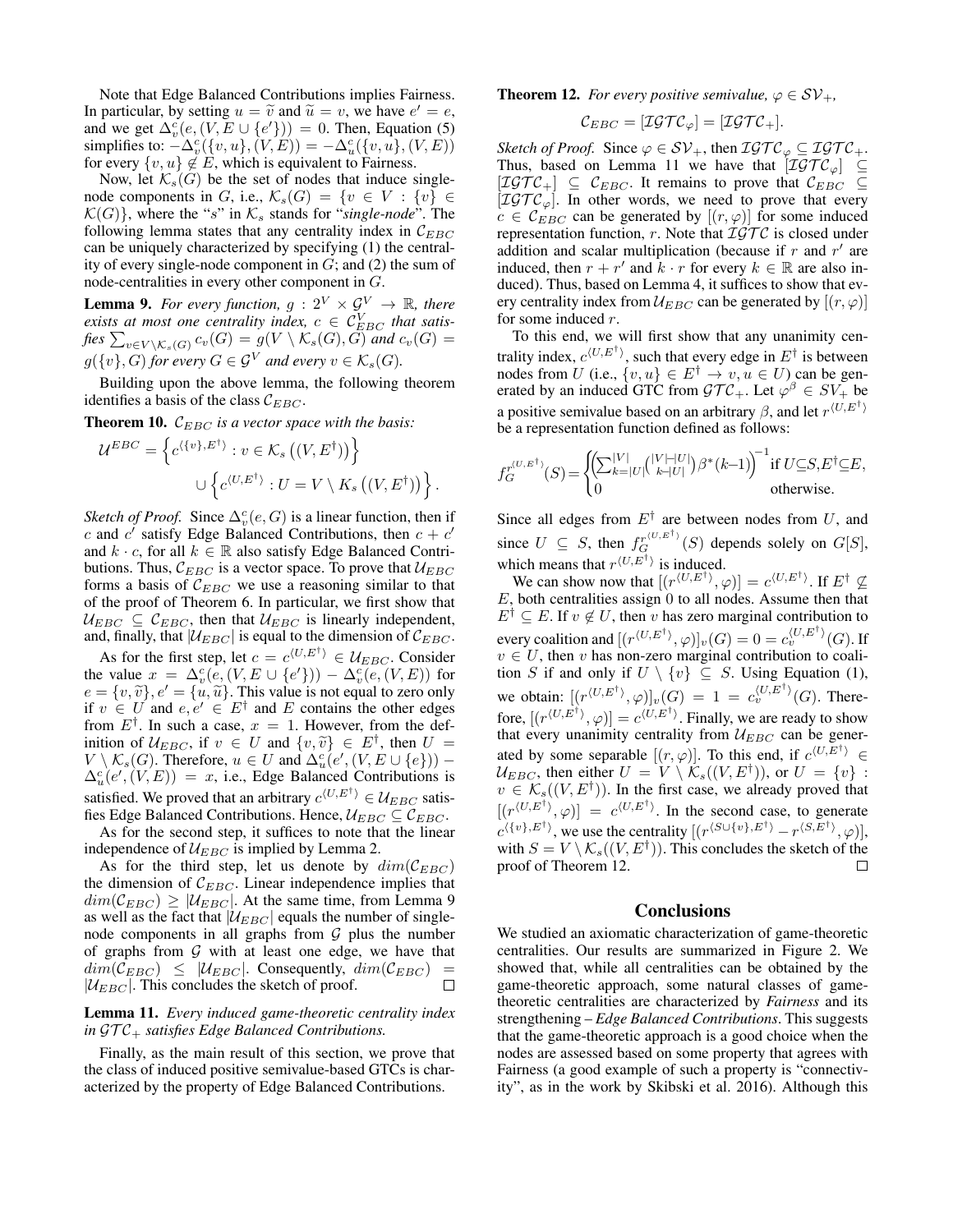Note that Edge Balanced Contributions implies Fairness. In particular, by setting $u = \widetilde{v}$ and $\widetilde{u} = v$, we have $e' = e$, and we get $\Delta^c_v(e, (V, E \cup \{e'\})) = 0$. Then, Equation (5) simplifies to: $-\Delta^c_v(\{v,u\}, (V,E)) = -\Delta^c_u(\{v,u\}, (V,E))$ for every $\{v,u\} \notin E$, which is equivalent to Fairness.

Now, let $\mathcal{K}_s(G)$ be the set of nodes that induce single-node components in $G$, i.e., $\mathcal{K}_s(G) = \{v \in V : \{v\} \in \mathcal{K}(G)\}$, where the "$s$" in $\mathcal{K}_s$ stands for "*single-node*". The following lemma states that any centrality index in $\mathcal{C}_{EBC}$ can be uniquely characterized by specifying (1) the centrality of every single-node component in $G$; and (2) the sum of node-centralities in every other component in $G$.

**Lemma 9.** *For every function, $g : 2^V \times \mathcal{G}^V \to \mathbb{R}$, there exists at most one centrality index, $c \in \mathcal{C}^V_{EBC}$ that satisfies $\sum_{v \in V \setminus \mathcal{K}_s(G)} c_v(G) = g(V \setminus \mathcal{K}_s(G), G)$ and $c_v(G) = g(\{v\}, G)$ for every $G \in \mathcal{G}^V$ and every $v \in \mathcal{K}_s(G)$.*

Building upon the above lemma, the following theorem identifies a basis of the class $\mathcal{C}_{EBC}$.

**Theorem 10.** *$\mathcal{C}_{EBC}$ is a vector space with the basis:*

$$\mathcal{U}^{EBC} = \left\{ c^{\langle \{v\}, E^\dagger \rangle} : v \in \mathcal{K}_s\left((V, E^\dagger)\right) \right\} \cup \left\{ c^{\langle U, E^\dagger \rangle} : U = V \setminus K_s\left((V, E^\dagger)\right) \right\}.$$

*Sketch of Proof.* Since $\Delta^c_v(e, G)$ is a linear function, then if $c$ and $c'$ satisfy Edge Balanced Contributions, then $c + c'$ and $k \cdot c$, for all $k \in \mathbb{R}$ also satisfy Edge Balanced Contributions. Thus, $\mathcal{C}_{EBC}$ is a vector space. To prove that $\mathcal{U}_{EBC}$ forms a basis of $\mathcal{C}_{EBC}$ we use a reasoning similar to that of the proof of Theorem 6. In particular, we first show that $\mathcal{U}_{EBC} \subseteq \mathcal{C}_{EBC}$, then that $\mathcal{U}_{EBC}$ is linearly independent, and, finally, that $|\mathcal{U}_{EBC}|$ is equal to the dimension of $\mathcal{C}_{EBC}$.

As for the first step, let $c = c^{\langle U, E^\dagger \rangle} \in \mathcal{U}_{EBC}$. Consider the value $x = \Delta^c_v(e, (V, E \cup \{e'\})) - \Delta^c_v(e, (V, E))$ for $e = \{v, \widetilde{v}\}, e' = \{u, \widetilde{u}\}$. This value is not equal to zero only if $v \in U$ and $e, e' \in E^\dagger$ and $E$ contains the other edges from $E^\dagger$. In such a case, $x = 1$. However, from the definition of $\mathcal{U}_{EBC}$, if $v \in U$ and $\{v, \widetilde{v}\} \in E^\dagger$, then $U = V \setminus \mathcal{K}_s(G)$. Therefore, $u \in U$ and $\Delta^c_u(e', (V, E \cup \{e\})) - \Delta^c_u(e', (V, E)) = x$, i.e., Edge Balanced Contributions is satisfied. We proved that an arbitrary $c^{\langle U, E^\dagger \rangle} \in \mathcal{U}_{EBC}$ satisfies Edge Balanced Contributions. Hence, $\mathcal{U}_{EBC} \subseteq \mathcal{C}_{EBC}$.

As for the second step, it suffices to note that the linear independence of $\mathcal{U}_{EBC}$ is implied by Lemma 2.

As for the third step, let us denote by $dim(\mathcal{C}_{EBC})$ the dimension of $\mathcal{C}_{EBC}$. Linear independence implies that $dim(\mathcal{C}_{EBC}) \geq |\mathcal{U}_{EBC}|$. At the same time, from Lemma 9 as well as the fact that $|\mathcal{U}_{EBC}|$ equals the number of single-node components in all graphs from $\mathcal{G}$ plus the number of graphs from $\mathcal{G}$ with at least one edge, we have that $dim(\mathcal{C}_{EBC}) \leq |\mathcal{U}_{EBC}|$. Consequently, $dim(\mathcal{C}_{EBC}) = |\mathcal{U}_{EBC}|$. This concludes the sketch of proof. □

**Lemma 11.** *Every induced game-theoretic centrality index in $\mathcal{GTC}_+$ satisfies Edge Balanced Contributions.*

Finally, as the main result of this section, we prove that the class of induced positive semivalue-based GTCs is characterized by the property of Edge Balanced Contributions.

**Theorem 12.** *For every positive semivalue, $\varphi \in \mathcal{SV}_+$,*

$$\mathcal{C}_{EBC} = [\mathcal{IGTC}_\varphi] = [\mathcal{IGTC}_+].$$

*Sketch of Proof.* Since $\varphi \in \mathcal{SV}_+$, then $\mathcal{IGTC}_\varphi \subseteq \mathcal{IGTC}_+$. Thus, based on Lemma 11 we have that $[\mathcal{IGTC}_\varphi] \subseteq [\mathcal{IGTC}_+] \subseteq \mathcal{C}_{EBC}$. It remains to prove that $\mathcal{C}_{EBC} \subseteq [\mathcal{IGTC}_\varphi]$. In other words, we need to prove that every $c \in \mathcal{C}_{EBC}$ can be generated by $[(r, \varphi)]$ for some induced representation function, $r$. Note that $\mathcal{IGTC}$ is closed under addition and scalar multiplication (because if $r$ and $r'$ are induced, then $r + r'$ and $k \cdot r$ for every $k \in \mathbb{R}$ are also induced). Thus, based on Lemma 4, it suffices to show that every centrality index from $\mathcal{U}_{EBC}$ can be generated by $[(r, \varphi)]$ for some induced $r$.

To this end, we will first show that any unanimity centrality index, $c^{\langle U, E^\dagger \rangle}$, such that every edge in $E^\dagger$ is between nodes from $U$ (i.e., $\{v, u\} \in E^\dagger \to v, u \in U$) can be generated by an induced GTC from $\mathcal{GTC}_+$. Let $\varphi^\beta \in SV_+$ be a positive semivalue based on an arbitrary $\beta$, and let $r^{\langle U, E^\dagger \rangle}$ be a representation function defined as follows:

$$f^{r^{\langle U, E^\dagger \rangle}}_G(S) = \begin{cases} \left( \sum_{k=|U|}^{|V|} \binom{|V|-|U|}{k-|U|} \beta^*(k-1) \right)^{-1} & \text{if } U \subseteq S, E^\dagger \subseteq E, \\ 0 & \text{otherwise.} \end{cases}$$

Since all edges from $E^\dagger$ are between nodes from $U$, and since $U \subseteq S$, then $f^{r^{\langle U, E^\dagger \rangle}}_G(S)$ depends solely on $G[S]$, which means that $r^{\langle U, E^\dagger \rangle}$ is induced.

We can show now that $[(r^{\langle U, E^\dagger \rangle}, \varphi)] = c^{\langle U, E^\dagger \rangle}$. If $E^\dagger \not\subseteq E$, both centralities assign 0 to all nodes. Assume then that $E^\dagger \subseteq E$. If $v \notin U$, then $v$ has zero marginal contribution to every coalition and $[(r^{\langle U, E^\dagger \rangle}, \varphi)]_v(G) = 0 = c^{\langle U, E^\dagger \rangle}_v(G)$. If $v \in U$, then $v$ has non-zero marginal contribution to coalition $S$ if and only if $U \setminus \{v\} \subseteq S$. Using Equation (1), we obtain: $[(r^{\langle U, E^\dagger \rangle}, \varphi)]_v(G) = 1 = c^{\langle U, E^\dagger \rangle}_v(G)$. Therefore, $[(r^{\langle U, E^\dagger \rangle}, \varphi)] = c^{\langle U, E^\dagger \rangle}$. Finally, we are ready to show that every unanimity centrality from $\mathcal{U}_{EBC}$ can be generated by some separable $[(r, \varphi)]$. To this end, if $c^{\langle U, E^\dagger \rangle} \in \mathcal{U}_{EBC}$, then either $U = V \setminus \mathcal{K}_s((V, E^\dagger))$, or $U = \{v\} : v \in \mathcal{K}_s((V, E^\dagger))$. In the first case, we already proved that $[(r^{\langle U, E^\dagger \rangle}, \varphi)] = c^{\langle U, E^\dagger \rangle}$. In the second case, to generate $c^{\langle \{v\}, E^\dagger \rangle}$, we use the centrality $[(r^{\langle S \cup \{v\}, E^\dagger \rangle} - r^{\langle S, E^\dagger \rangle}, \varphi)]$, with $S = V \setminus \mathcal{K}_s((V, E^\dagger))$. This concludes the sketch of the proof of Theorem 12. □

## Conclusions

We studied an axiomatic characterization of game-theoretic centralities. Our results are summarized in Figure 2. We showed that, while all centralities can be obtained by the game-theoretic approach, some natural classes of game-theoretic centralities are characterized by *Fairness* and its strengthening – *Edge Balanced Contributions*. This suggests that the game-theoretic approach is a good choice when the nodes are assessed based on some property that agrees with Fairness (a good example of such a property is "connectivity", as in the work by Skibski et al. 2016). Although this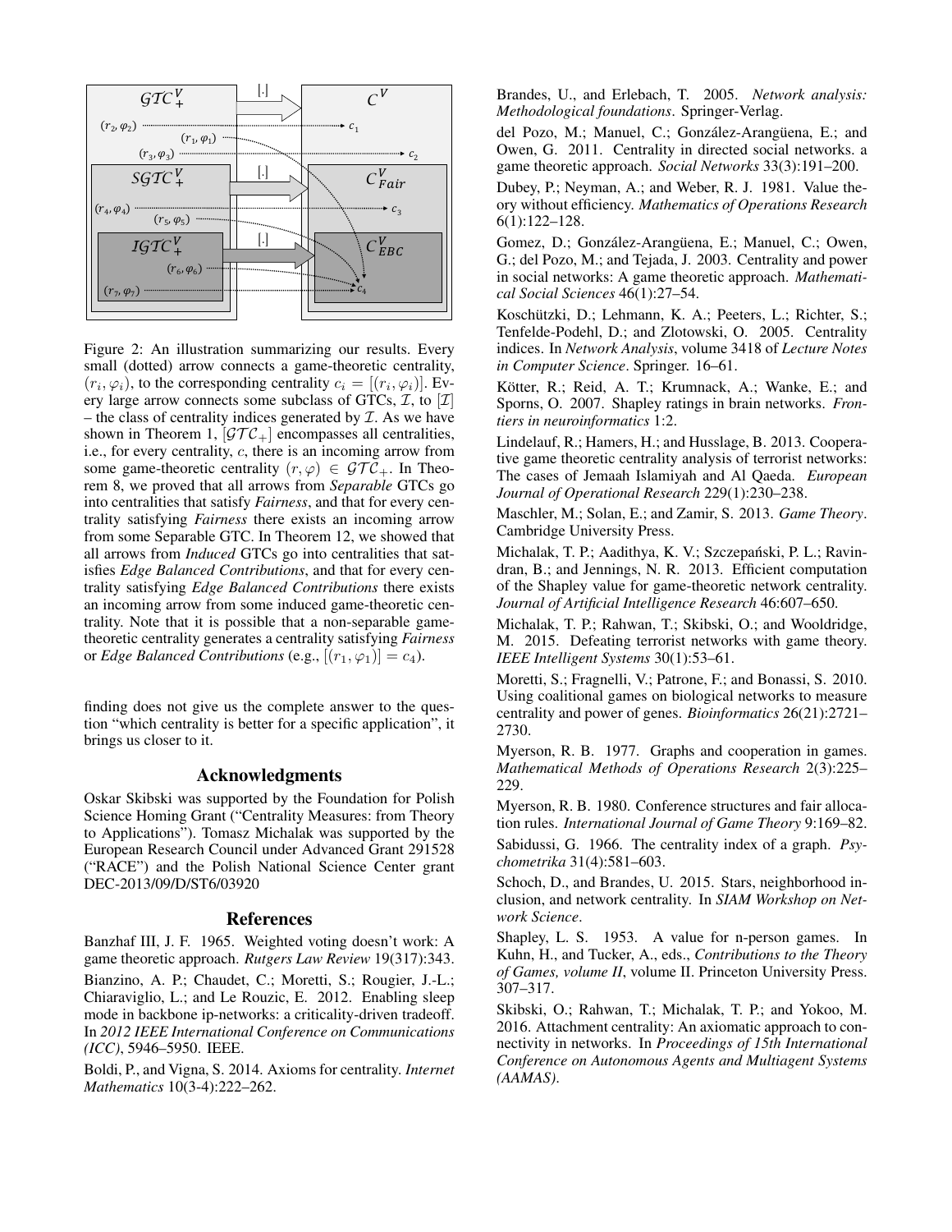$\mathcal{GTC}_+^V$

$[.]$

$C^V$

$(r_2, \varphi_2)$

$c_1$

$(r_1, \varphi_1)$

$(r_3, \varphi_3)$

$c_2$

$\mathcal{SGTC}_+^V$

$[.]$

$C_{Fair}^V$

$(r_4, \varphi_4)$

$c_3$

$(r_5, \varphi_5)$

$\mathcal{IGTC}_+^V$

$[.]$

$C_{EBC}^V$

$(r_6, \varphi_6)$

$(r_7, \varphi_7)$

$c_4$

Figure 2: An illustration summarizing our results. Every small (dotted) arrow connects a game-theoretic centrality, $(r_i, \varphi_i)$, to the corresponding centrality $c_i = [(r_i, \varphi_i)]$. Every large arrow connects some subclass of GTCs, $\mathcal{I}$, to $[\mathcal{I}]$ – the class of centrality indices generated by $\mathcal{I}$. As we have shown in Theorem 1, $[\mathcal{GTC}_+]$ encompasses all centralities, i.e., for every centrality, $c$, there is an incoming arrow from some game-theoretic centrality $(r, \varphi) \in \mathcal{GTC}_+$. In Theorem 8, we proved that all arrows from *Separable* GTCs go into centralities that satisfy *Fairness*, and that for every centrality satisfying *Fairness* there exists an incoming arrow from some Separable GTC. In Theorem 12, we showed that all arrows from *Induced* GTCs go into centralities that satisfies *Edge Balanced Contributions*, and that for every centrality satisfying *Edge Balanced Contributions* there exists an incoming arrow from some induced game-theoretic centrality. Note that it is possible that a non-separable game-theoretic centrality generates a centrality satisfying *Fairness* or *Edge Balanced Contributions* (e.g., $[(r_1, \varphi_1)] = c_4$).

finding does not give us the complete answer to the question "which centrality is better for a specific application", it brings us closer to it.

## Acknowledgments

Oskar Skibski was supported by the Foundation for Polish Science Homing Grant ("Centrality Measures: from Theory to Applications"). Tomasz Michalak was supported by the European Research Council under Advanced Grant 291528 ("RACE") and the Polish National Science Center grant DEC-2013/09/D/ST6/03920

## References

Banzhaf III, J. F. 1965. Weighted voting doesn't work: A game theoretic approach. *Rutgers Law Review* 19(317):343.

Bianzino, A. P.; Chaudet, C.; Moretti, S.; Rougier, J.-L.; Chiaraviglio, L.; and Le Rouzic, E. 2012. Enabling sleep mode in backbone ip-networks: a criticality-driven tradeoff. In *2012 IEEE International Conference on Communications (ICC)*, 5946–5950. IEEE.

Boldi, P., and Vigna, S. 2014. Axioms for centrality. *Internet Mathematics* 10(3-4):222–262.

Brandes, U., and Erlebach, T. 2005. *Network analysis: Methodological foundations*. Springer-Verlag.

del Pozo, M.; Manuel, C.; González-Arangüena, E.; and Owen, G. 2011. Centrality in directed social networks. a game theoretic approach. *Social Networks* 33(3):191–200.

Dubey, P.; Neyman, A.; and Weber, R. J. 1981. Value theory without efficiency. *Mathematics of Operations Research* 6(1):122–128.

Gomez, D.; González-Arangüena, E.; Manuel, C.; Owen, G.; del Pozo, M.; and Tejada, J. 2003. Centrality and power in social networks: A game theoretic approach. *Mathematical Social Sciences* 46(1):27–54.

Koschützki, D.; Lehmann, K. A.; Peeters, L.; Richter, S.; Tenfelde-Podehl, D.; and Zlotowski, O. 2005. Centrality indices. In *Network Analysis*, volume 3418 of *Lecture Notes in Computer Science*. Springer. 16–61.

Kötter, R.; Reid, A. T.; Krumnack, A.; Wanke, E.; and Sporns, O. 2007. Shapley ratings in brain networks. *Frontiers in neuroinformatics* 1:2.

Lindelauf, R.; Hamers, H.; and Husslage, B. 2013. Cooperative game theoretic centrality analysis of terrorist networks: The cases of Jemaah Islamiyah and Al Qaeda. *European Journal of Operational Research* 229(1):230–238.

Maschler, M.; Solan, E.; and Zamir, S. 2013. *Game Theory*. Cambridge University Press.

Michalak, T. P.; Aadithya, K. V.; Szczepański, P. L.; Ravindran, B.; and Jennings, N. R. 2013. Efficient computation of the Shapley value for game-theoretic network centrality. *Journal of Artificial Intelligence Research* 46:607–650.

Michalak, T. P.; Rahwan, T.; Skibski, O.; and Wooldridge, M. 2015. Defeating terrorist networks with game theory. *IEEE Intelligent Systems* 30(1):53–61.

Moretti, S.; Fragnelli, V.; Patrone, F.; and Bonassi, S. 2010. Using coalitional games on biological networks to measure centrality and power of genes. *Bioinformatics* 26(21):2721–2730.

Myerson, R. B. 1977. Graphs and cooperation in games. *Mathematical Methods of Operations Research* 2(3):225–229.

Myerson, R. B. 1980. Conference structures and fair allocation rules. *International Journal of Game Theory* 9:169–82.

Sabidussi, G. 1966. The centrality index of a graph. *Psychometrika* 31(4):581–603.

Schoch, D., and Brandes, U. 2015. Stars, neighborhood inclusion, and network centrality. In *SIAM Workshop on Network Science*.

Shapley, L. S. 1953. A value for n-person games. In Kuhn, H., and Tucker, A., eds., *Contributions to the Theory of Games, volume II*, volume II. Princeton University Press. 307–317.

Skibski, O.; Rahwan, T.; Michalak, T. P.; and Yokoo, M. 2016. Attachment centrality: An axiomatic approach to connectivity in networks. In *Proceedings of 15th International Conference on Autonomous Agents and Multiagent Systems (AAMAS)*.